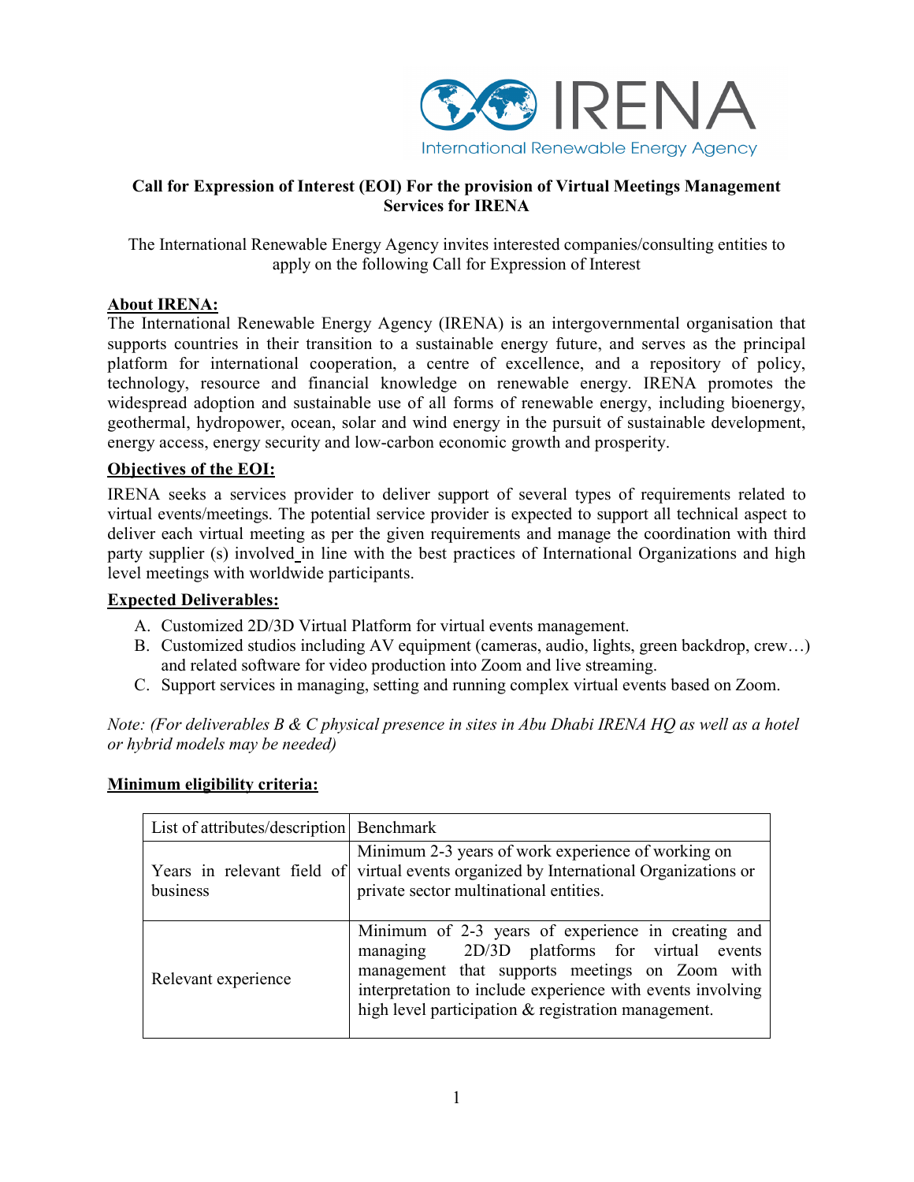IRENA

International Renewable Energy Agency

**Call for Expression of Interest (EOI) For the provision of Virtual Meetings Management Services for IRENA**

The International Renewable Energy Agency invites interested companies/consulting entities to apply on the following Call for Expression of Interest

## About IRENA:

The International Renewable Energy Agency (IRENA) is an intergovernmental organisation that supports countries in their transition to a sustainable energy future, and serves as the principal platform for international cooperation, a centre of excellence, and a repository of policy, technology, resource and financial knowledge on renewable energy. IRENA promotes the widespread adoption and sustainable use of all forms of renewable energy, including bioenergy, geothermal, hydropower, ocean, solar and wind energy in the pursuit of sustainable development, energy access, energy security and low-carbon economic growth and prosperity.

## Objectives of the EOI:

IRENA seeks a services provider to deliver support of several types of requirements related to virtual events/meetings. The potential service provider is expected to support all technical aspect to deliver each virtual meeting as per the given requirements and manage the coordination with third party supplier (s) involved in line with the best practices of International Organizations and high level meetings with worldwide participants.

## Expected Deliverables:

A. Customized 2D/3D Virtual Platform for virtual events management.
B. Customized studios including AV equipment (cameras, audio, lights, green backdrop, crew…) and related software for video production into Zoom and live streaming.
C. Support services in managing, setting and running complex virtual events based on Zoom.

*Note: (For deliverables B & C physical presence in sites in Abu Dhabi IRENA HQ as well as a hotel or hybrid models may be needed)*

## Minimum eligibility criteria:

| List of attributes/description | Benchmark |
|---|---|
| Years in relevant field of business | Minimum 2-3 years of work experience of working on virtual events organized by International Organizations or private sector multinational entities. |
| Relevant experience | Minimum of 2-3 years of experience in creating and managing 2D/3D platforms for virtual events management that supports meetings on Zoom with interpretation to include experience with events involving high level participation & registration management. |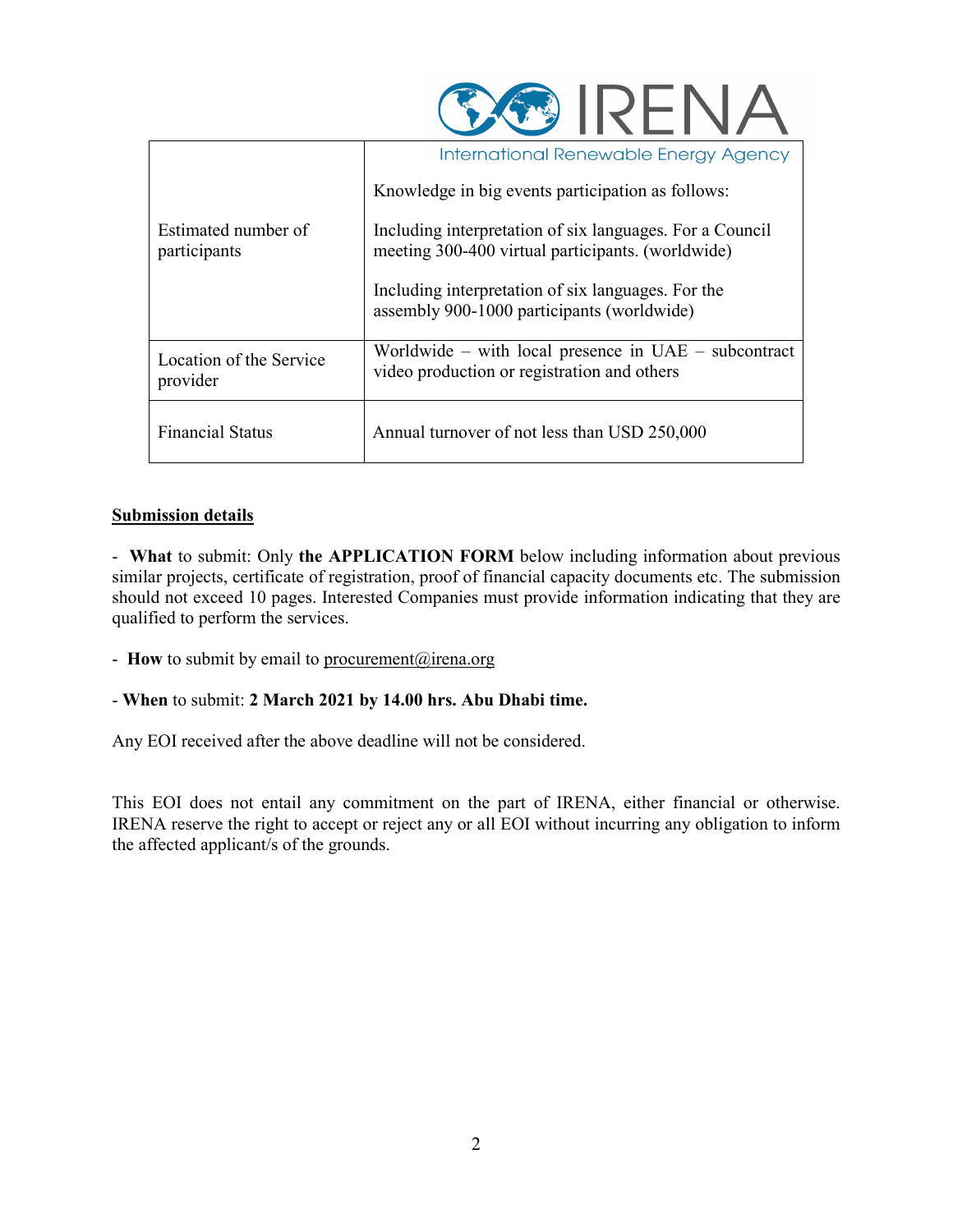| | |
|---|---|
| Estimated number of participants | Knowledge in big events participation as follows:<br><br>Including interpretation of six languages. For a Council meeting 300-400 virtual participants. (worldwide)<br><br>Including interpretation of six languages. For the assembly 900-1000 participants (worldwide) |
| Location of the Service provider | Worldwide – with local presence in UAE – subcontract video production or registration and others |
| Financial Status | Annual turnover of not less than USD 250,000 |

**Submission details**

- **What** to submit: Only **the APPLICATION FORM** below including information about previous similar projects, certificate of registration, proof of financial capacity documents etc. The submission should not exceed 10 pages. Interested Companies must provide information indicating that they are qualified to perform the services.

- **How** to submit by email to procurement@irena.org

- **When** to submit: **2 March 2021 by 14.00 hrs. Abu Dhabi time.**

Any EOI received after the above deadline will not be considered.

This EOI does not entail any commitment on the part of IRENA, either financial or otherwise. IRENA reserve the right to accept or reject any or all EOI without incurring any obligation to inform the affected applicant/s of the grounds.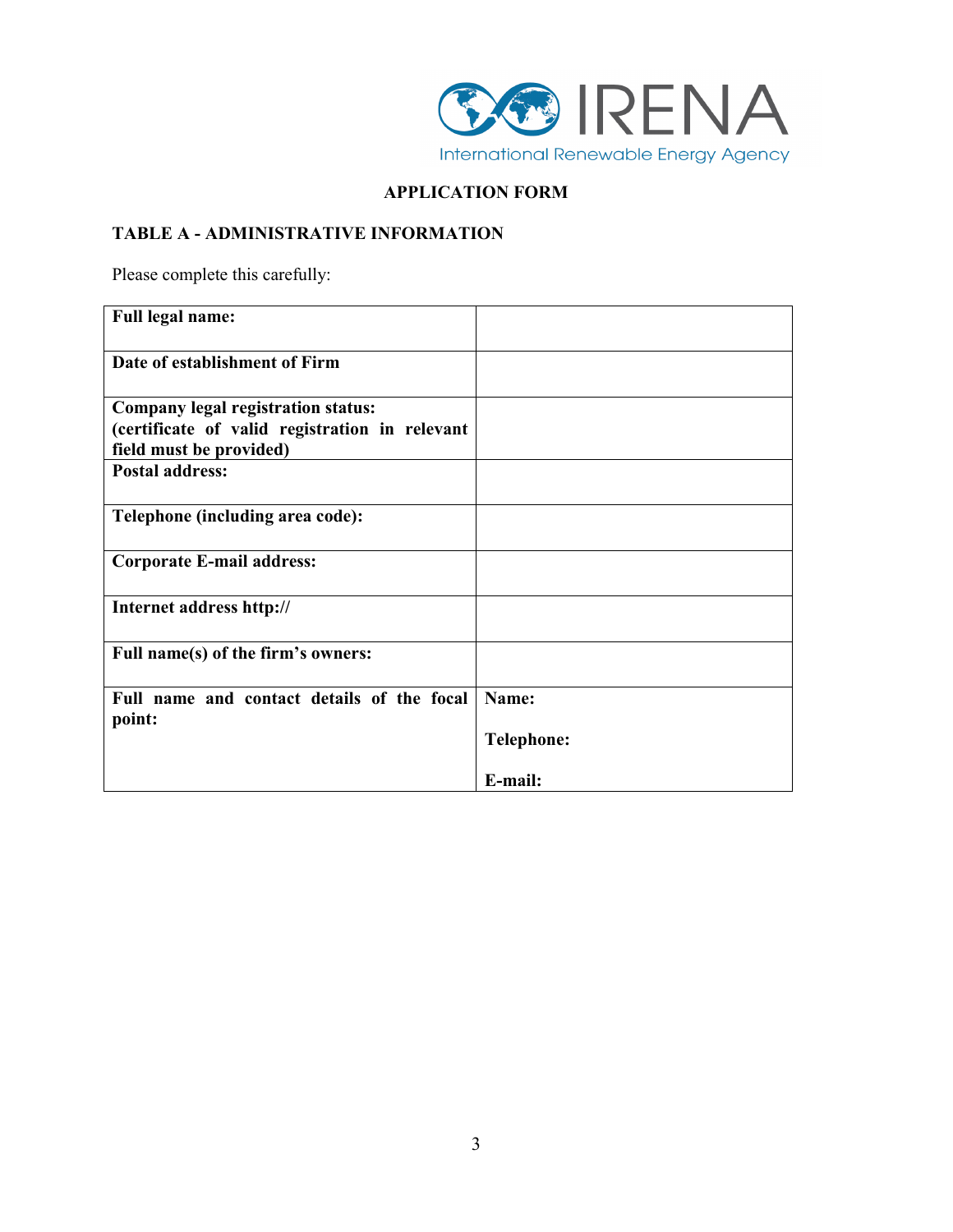## APPLICATION FORM

### TABLE A - ADMINISTRATIVE INFORMATION

Please complete this carefully:

| | |
|---|---|
| **Full legal name:** | |
| **Date of establishment of Firm** | |
| **Company legal registration status: (certificate of valid registration in relevant field must be provided)** | |
| **Postal address:** | |
| **Telephone (including area code):** | |
| **Corporate E-mail address:** | |
| **Internet address http://** | |
| **Full name(s) of the firm's owners:** | |
| **Full name and contact details of the focal point:** | **Name:**<br><br>**Telephone:**<br><br>**E-mail:** |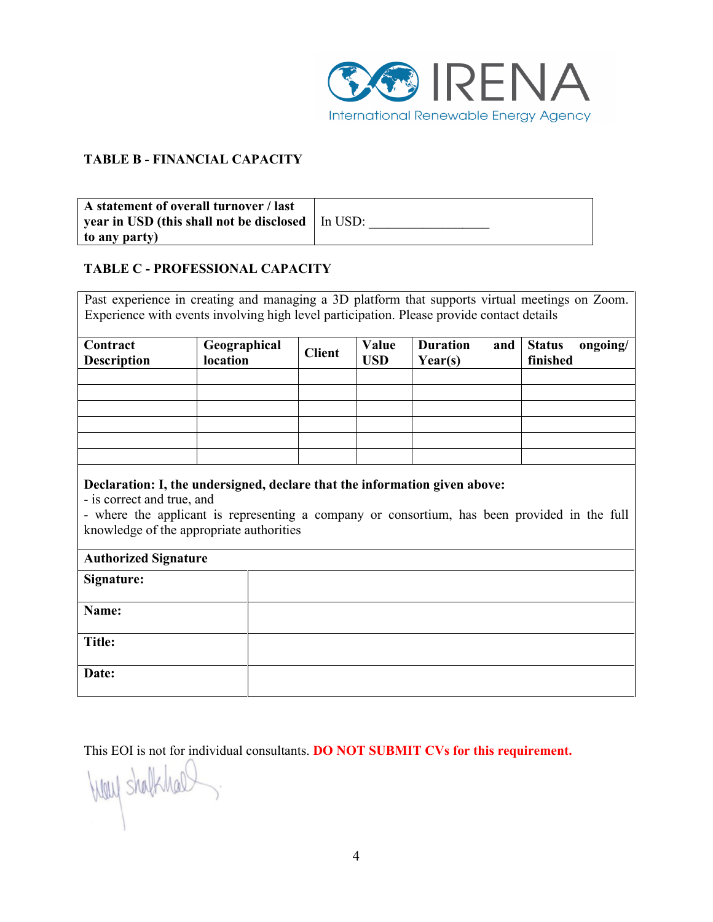**TABLE B - FINANCIAL CAPACITY**

| | |
|---|---|
| **A statement of overall turnover / last year in USD (this shall not be disclosed to any party)** | In USD: ___________________ |

**TABLE C - PROFESSIONAL CAPACITY**

Past experience in creating and managing a 3D platform that supports virtual meetings on Zoom. Experience with events involving high level participation. Please provide contact details

| Contract Description | Geographical location | Client | Value USD | Duration and Year(s) | Status ongoing/ finished |
|---|---|---|---|---|---|
| | | | | | |
| | | | | | |
| | | | | | |
| | | | | | |
| | | | | | |
| | | | | | |

**Declaration: I, the undersigned, declare that the information given above:**
- is correct and true, and
- where the applicant is representing a company or consortium, has been provided in the full knowledge of the appropriate authorities

**Authorized Signature**

| | |
|---|---|
| **Signature:** | |
| **Name:** | |
| **Title:** | |
| **Date:** | |

This EOI is not for individual consultants. **DO NOT SUBMIT CVs for this requirement.**